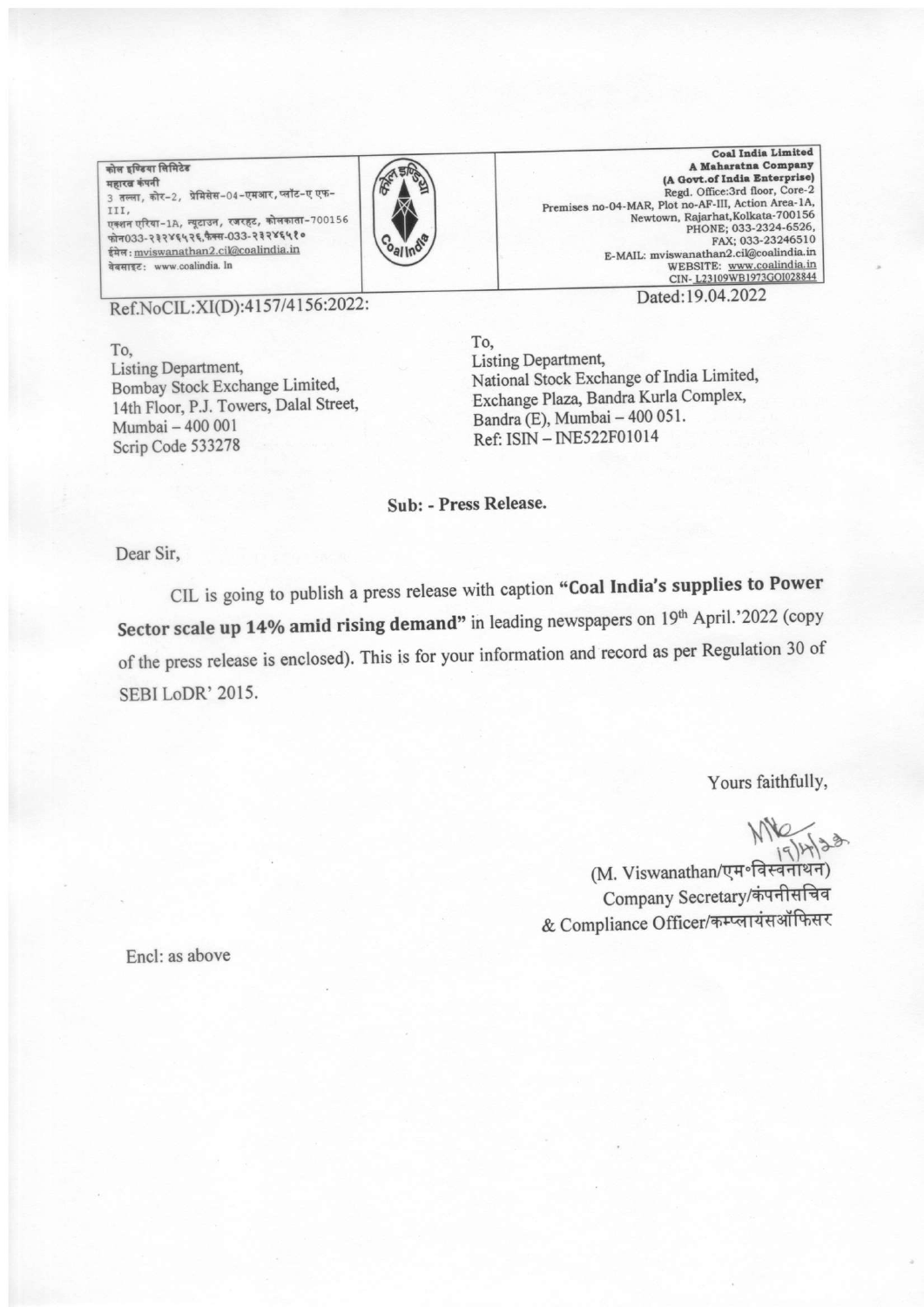कोल इण्डिया लिमिटेड
महारत्न कंपनी
3 तल्ला, कोर-2, प्रेमिसेस-04-एमआर, प्लॉट-ए एफ-III,
एक्शन एरिया-1A, न्यूटाउन, रजरहट, कोलकाता-700156
फोन033-२३२४६५२६,फैक्स-033-२३२४६५१०
ईमेल: mviswanathan2.cil@coalindia.in
वेबसाइट: www.coalindia.in

**Coal India Limited**
**A Maharatna Company**
**(A Govt.of India Enterprise)**
Regd. Office:3rd floor, Core-2
Premises no-04-MAR, Plot no-AF-III, Action Area-1A,
Newtown, Rajarhat,Kolkata-700156
PHONE; 033-2324-6526,
FAX; 033-23246510
E-MAIL: mviswanathan2.cil@coalindia.in
WEBSITE: www.coalindia.in
CIN- L23109WB1973GOI028844

Ref.NoCIL:XI(D):4157/4156:2022:

Dated:19.04.2022

To,
Listing Department,
Bombay Stock Exchange Limited,
14th Floor, P.J. Towers, Dalal Street,
Mumbai – 400 001
Scrip Code 533278

To,
Listing Department,
National Stock Exchange of India Limited,
Exchange Plaza, Bandra Kurla Complex,
Bandra (E), Mumbai – 400 051.
Ref: ISIN – INE522F01014

**Sub: - Press Release.**

Dear Sir,

CIL is going to publish a press release with caption **"Coal India's supplies to Power Sector scale up 14% amid rising demand"** in leading newspapers on 19th April.'2022 (copy of the press release is enclosed). This is for your information and record as per Regulation 30 of SEBI LoDR' 2015.

Yours faithfully,

(M. Viswanathan/एम॰विस्वनाथन)
Company Secretary/कंपनीसचिव
& Compliance Officer/कम्प्लायंसऑफिसर

Encl: as above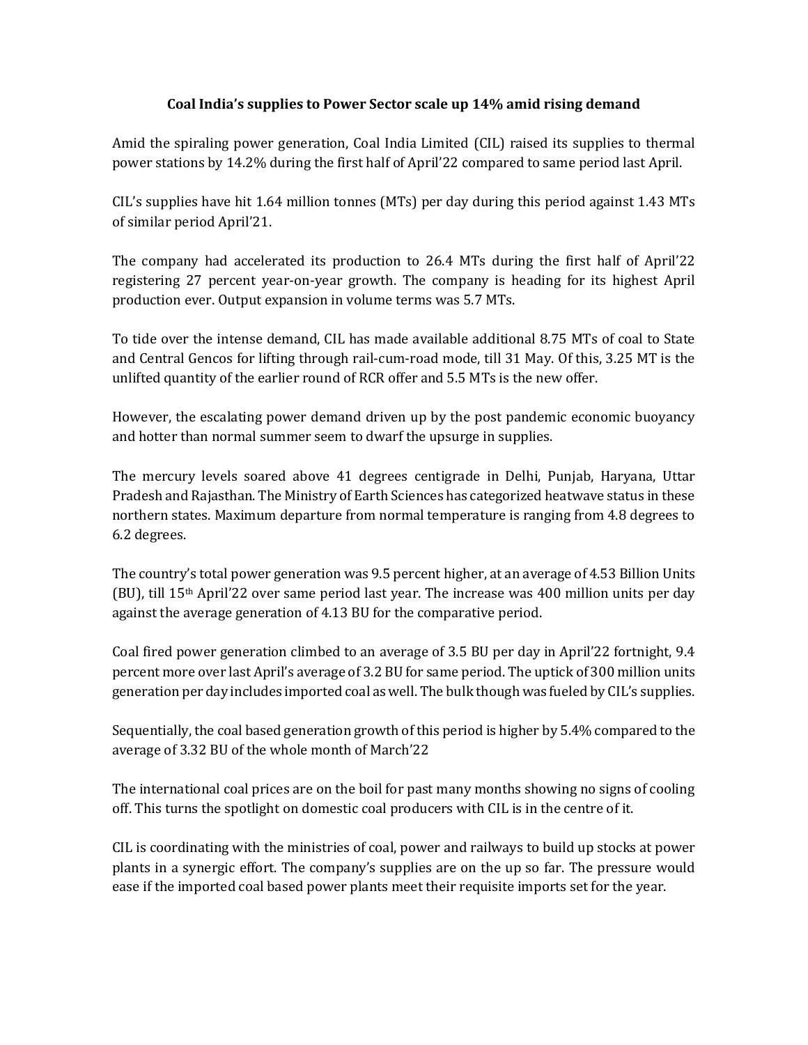# Coal India's supplies to Power Sector scale up 14% amid rising demand

Amid the spiraling power generation, Coal India Limited (CIL) raised its supplies to thermal power stations by 14.2% during the first half of April'22 compared to same period last April.

CIL's supplies have hit 1.64 million tonnes (MTs) per day during this period against 1.43 MTs of similar period April'21.

The company had accelerated its production to 26.4 MTs during the first half of April'22 registering 27 percent year-on-year growth. The company is heading for its highest April production ever. Output expansion in volume terms was 5.7 MTs.

To tide over the intense demand, CIL has made available additional 8.75 MTs of coal to State and Central Gencos for lifting through rail-cum-road mode, till 31 May. Of this, 3.25 MT is the unlifted quantity of the earlier round of RCR offer and 5.5 MTs is the new offer.

However, the escalating power demand driven up by the post pandemic economic buoyancy and hotter than normal summer seem to dwarf the upsurge in supplies.

The mercury levels soared above 41 degrees centigrade in Delhi, Punjab, Haryana, Uttar Pradesh and Rajasthan. The Ministry of Earth Sciences has categorized heatwave status in these northern states. Maximum departure from normal temperature is ranging from 4.8 degrees to 6.2 degrees.

The country's total power generation was 9.5 percent higher, at an average of 4.53 Billion Units (BU), till 15th April'22 over same period last year. The increase was 400 million units per day against the average generation of 4.13 BU for the comparative period.

Coal fired power generation climbed to an average of 3.5 BU per day in April'22 fortnight, 9.4 percent more over last April's average of 3.2 BU for same period. The uptick of 300 million units generation per day includes imported coal as well. The bulk though was fueled by CIL's supplies.

Sequentially, the coal based generation growth of this period is higher by 5.4% compared to the average of 3.32 BU of the whole month of March'22

The international coal prices are on the boil for past many months showing no signs of cooling off. This turns the spotlight on domestic coal producers with CIL is in the centre of it.

CIL is coordinating with the ministries of coal, power and railways to build up stocks at power plants in a synergic effort. The company's supplies are on the up so far. The pressure would ease if the imported coal based power plants meet their requisite imports set for the year.